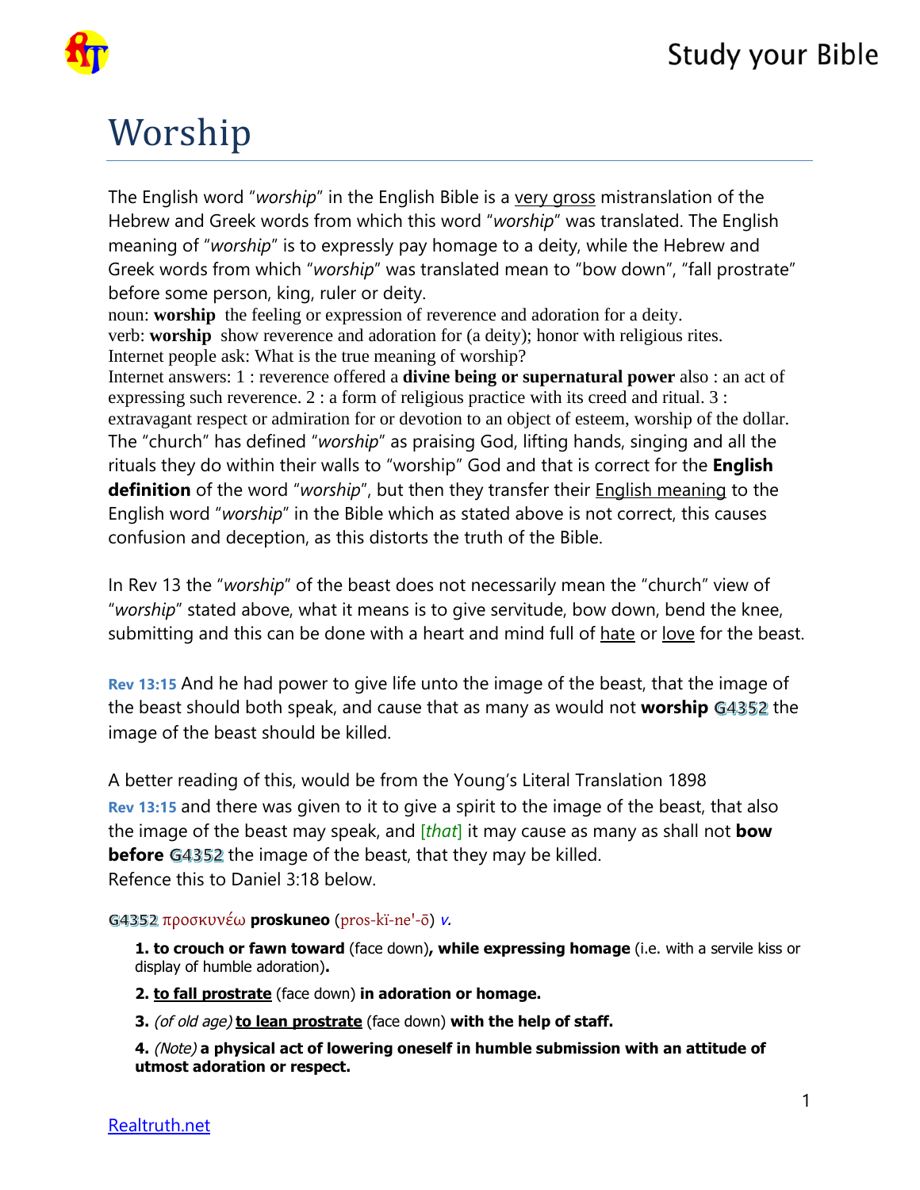# Worship

The English word "*worship*" in the English Bible is a <u>very gross</u> mistranslation of the Hebrew and Greek words from which this word "*worship*" was translated. The English meaning of "*worship*" is to expressly pay homage to a deity, while the Hebrew and Greek words from which "*worship*" was translated mean to "bow down", "fall prostrate" before some person, king, ruler or deity.

noun: **worship** the feeling or expression of reverence and adoration for a deity.
verb: **worship** show reverence and adoration for (a deity); honor with religious rites.
Internet people ask: What is the true meaning of worship?
Internet answers: 1 : reverence offered a **divine being or supernatural power** also : an act of expressing such reverence. 2 : a form of religious practice with its creed and ritual. 3 : extravagant respect or admiration for or devotion to an object of esteem, worship of the dollar.

The "church" has defined "*worship*" as praising God, lifting hands, singing and all the rituals they do within their walls to "worship" God and that is correct for the **English definition** of the word "*worship*", but then they transfer their <u>English meaning</u> to the English word "*worship*" in the Bible which as stated above is not correct, this causes confusion and deception, as this distorts the truth of the Bible.

In Rev 13 the "*worship*" of the beast does not necessarily mean the "church" view of "*worship*" stated above, what it means is to give servitude, bow down, bend the knee, submitting and this can be done with a heart and mind full of <u>hate</u> or <u>love</u> for the beast.

**Rev 13:15** And he had power to give life unto the image of the beast, that the image of the beast should both speak, and cause that as many as would not **worship** G4352 the image of the beast should be killed.

A better reading of this, would be from the Young's Literal Translation 1898
**Rev 13:15** and there was given to it to give a spirit to the image of the beast, that also the image of the beast may speak, and [*that*] it may cause as many as shall not **bow before** G4352 the image of the beast, that they may be killed.
Refence this to Daniel 3:18 below.

**G4352** προσκυνέω **proskuneo** (pros-kĭ-ne'-ō) *v.*

**1. to crouch or fawn toward** (face down)**, while expressing homage** (i.e. with a servile kiss or display of humble adoration)**.**

**2. <u>to fall prostrate</u>** (face down) **in adoration or homage.**

**3.** *(of old age)* **<u>to lean prostrate</u>** (face down) **with the help of staff.**

**4.** *(Note)* **a physical act of lowering oneself in humble submission with an attitude of utmost adoration or respect.**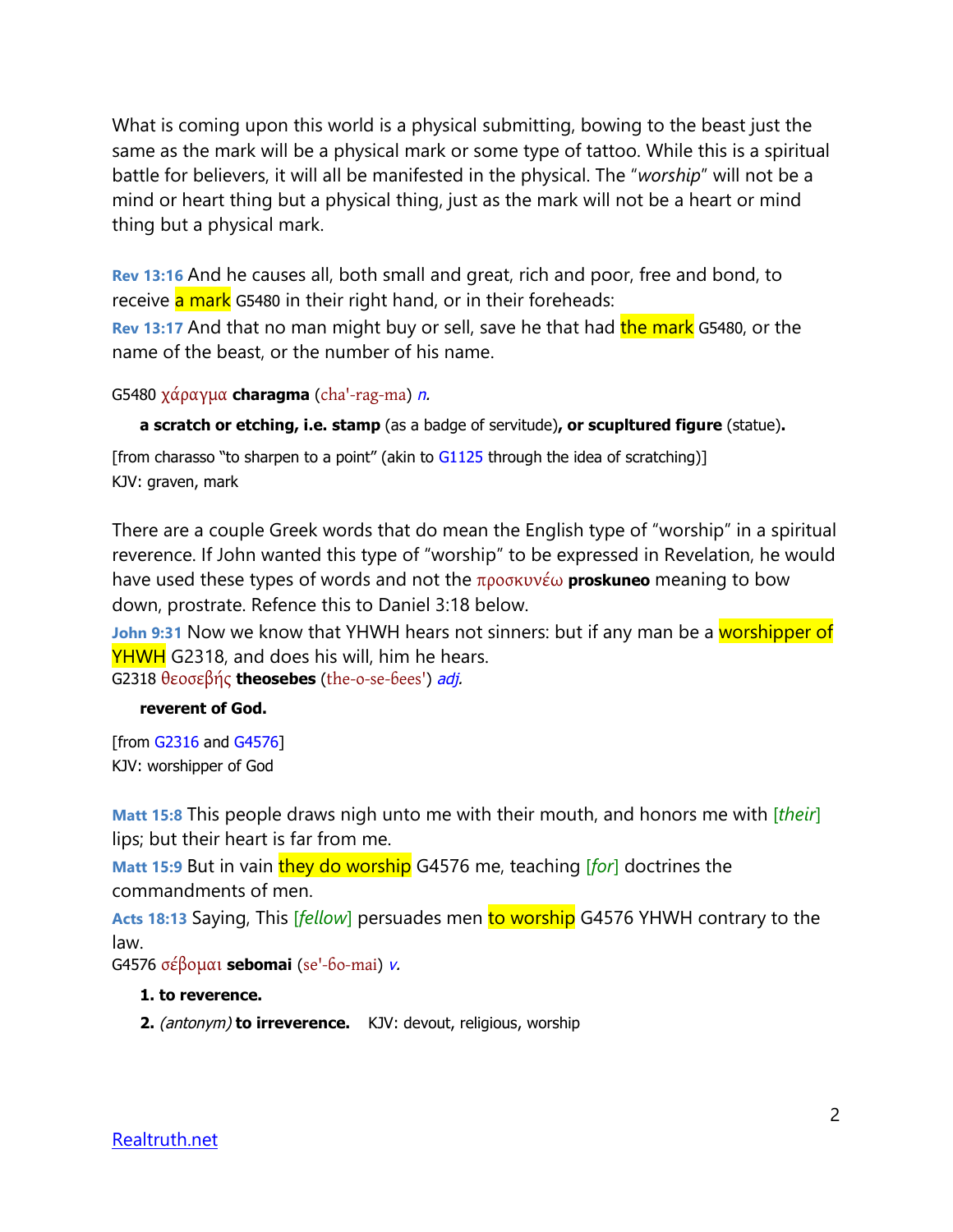What is coming upon this world is a physical submitting, bowing to the beast just the same as the mark will be a physical mark or some type of tattoo. While this is a spiritual battle for believers, it will all be manifested in the physical. The "*worship*" will not be a mind or heart thing but a physical thing, just as the mark will not be a heart or mind thing but a physical mark.

**Rev 13:16** And he causes all, both small and great, rich and poor, free and bond, to receive a mark G5480 in their right hand, or in their foreheads:
**Rev 13:17** And that no man might buy or sell, save he that had the mark G5480, or the name of the beast, or the number of his name.

G5480 χάραγμα **charagma** (cha'-rag-ma) *n.*

> **a scratch or etching, i.e. stamp** (as a badge of servitude)**, or scupltured figure** (statue)**.**

[from charasso "to sharpen to a point" (akin to G1125 through the idea of scratching)]
KJV: graven, mark

There are a couple Greek words that do mean the English type of "worship" in a spiritual reverence. If John wanted this type of "worship" to be expressed in Revelation, he would have used these types of words and not the προσκυνέω **proskuneo** meaning to bow down, prostrate. Refence this to Daniel 3:18 below.

**John 9:31** Now we know that YHWH hears not sinners: but if any man be a worshipper of YHWH G2318, and does his will, him he hears.
G2318 θεοσεβής **theosebes** (the-o-se-бees') *adj.*

> **reverent of God.**

[from G2316 and G4576]
KJV: worshipper of God

**Matt 15:8** This people draws nigh unto me with their mouth, and honors me with [*their*] lips; but their heart is far from me.
**Matt 15:9** But in vain they do worship G4576 me, teaching [*for*] doctrines the commandments of men.
**Acts 18:13** Saying, This [*fellow*] persuades men to worship G4576 YHWH contrary to the law.
G4576 σέβομαι **sebomai** (se'-бo-mai) *v.*

> **1. to reverence.**
>
> **2.** *(antonym)* **to irreverence.** KJV: devout, religious, worship

Realtruth.net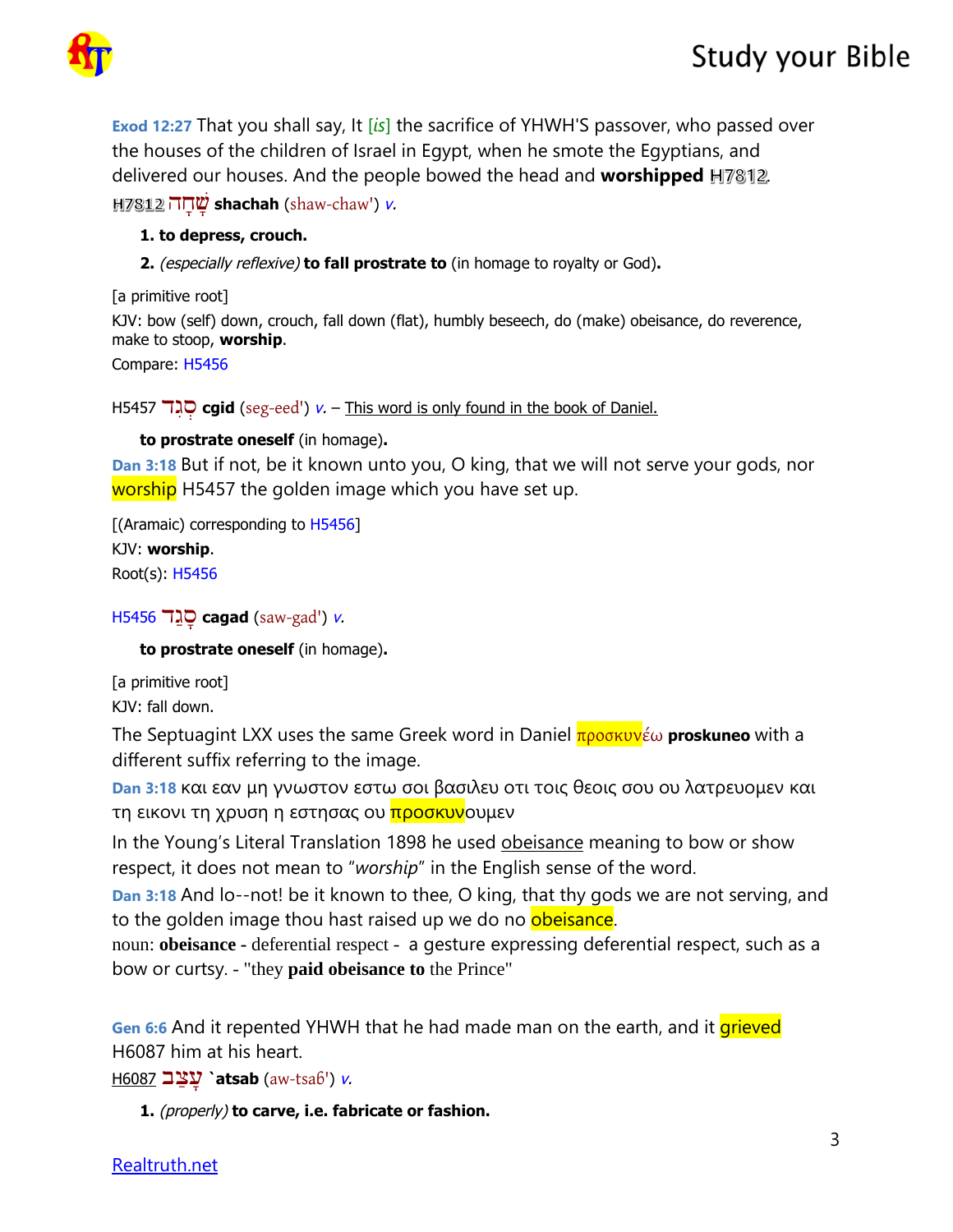**Exod 12:27** That you shall say, It *[is]* the sacrifice of YHWH'S passover, who passed over the houses of the children of Israel in Egypt, when he smote the Egyptians, and delivered our houses. And the people bowed the head and **worshipped** H7812.

H7812 שָׁחָה **shachah** (shaw-chaw') *v.*

1. **to depress, crouch.**
2. *(especially reflexive)* **to fall prostrate to** (in homage to royalty or God)**.**

[a primitive root]

KJV: bow (self) down, crouch, fall down (flat), humbly beseech, do (make) obeisance, do reverence, make to stoop, **worship**.

Compare: H5456

H5457 סְגִד **cgid** (seg-eed') *v.* – This word is only found in the book of Daniel.

**to prostrate oneself** (in homage)**.**

**Dan 3:18** But if not, be it known unto you, O king, that we will not serve your gods, nor worship H5457 the golden image which you have set up.

[(Aramaic) corresponding to H5456]

KJV: **worship**.

Root(s): H5456

H5456 סָגַד **cagad** (saw-gad') *v.*

**to prostrate oneself** (in homage)**.**

[a primitive root]

KJV: fall down.

The Septuagint LXX uses the same Greek word in Daniel προσκυνέω **proskuneo** with a different suffix referring to the image.

**Dan 3:18** και εαν μη γνωστον εστω σοι βασιλευ οτι τοις θεοις σου ου λατρευομεν και τη εικονι τη χρυση η εστησας ου προσκυνουμεν

In the Young's Literal Translation 1898 he used obeisance meaning to bow or show respect, it does not mean to "*worship*" in the English sense of the word.

**Dan 3:18** And lo--not! be it known to thee, O king, that thy gods we are not serving, and to the golden image thou hast raised up we do no obeisance.

noun: **obeisance -** deferential respect - a gesture expressing deferential respect, such as a bow or curtsy. - "they **paid obeisance to** the Prince"

**Gen 6:6** And it repented YHWH that he had made man on the earth, and it grieved H6087 him at his heart.

H6087 עָצַב **`atsab** (aw-tsab') *v.*

1. *(properly)* **to carve, i.e. fabricate or fashion.**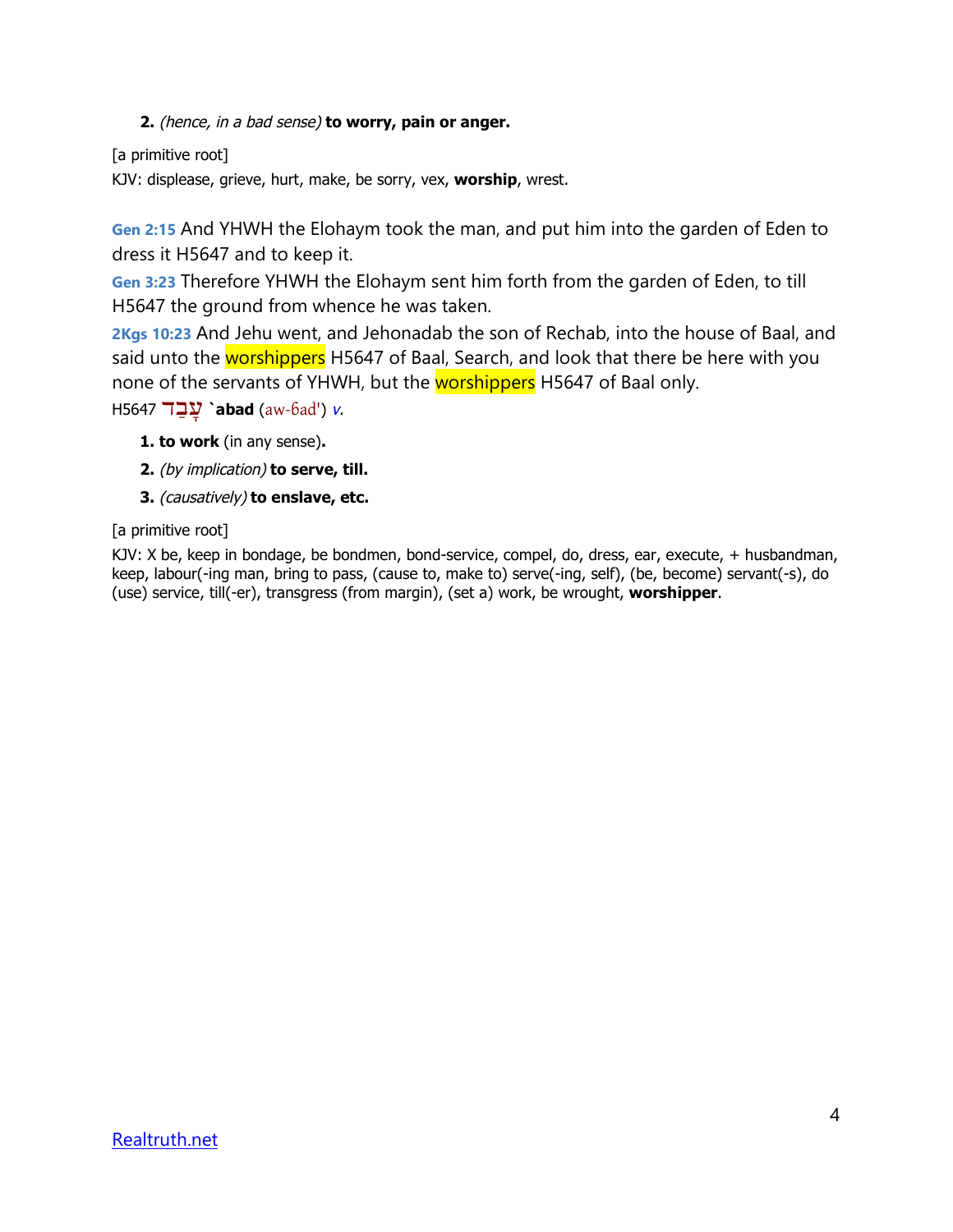**2.** *(hence, in a bad sense)* **to worry, pain or anger.**

[a primitive root]
KJV: displease, grieve, hurt, make, be sorry, vex, **worship**, wrest.

**Gen 2:15** And YHWH the Elohaym took the man, and put him into the garden of Eden to dress it H5647 and to keep it.
**Gen 3:23** Therefore YHWH the Elohaym sent him forth from the garden of Eden, to till H5647 the ground from whence he was taken.
**2Kgs 10:23** And Jehu went, and Jehonadab the son of Rechab, into the house of Baal, and said unto the worshippers H5647 of Baal, Search, and look that there be here with you none of the servants of YHWH, but the worshippers H5647 of Baal only.
H5647 עָבַד **`abad** (aw-bad') *v.*

**1. to work** (in any sense)**.**
**2.** *(by implication)* **to serve, till.**
**3.** *(causatively)* **to enslave, etc.**

[a primitive root]
KJV: X be, keep in bondage, be bondmen, bond-service, compel, do, dress, ear, execute, + husbandman, keep, labour(-ing man, bring to pass, (cause to, make to) serve(-ing, self), (be, become) servant(-s), do (use) service, till(-er), transgress (from margin), (set a) work, be wrought, **worshipper**.

Realtruth.net